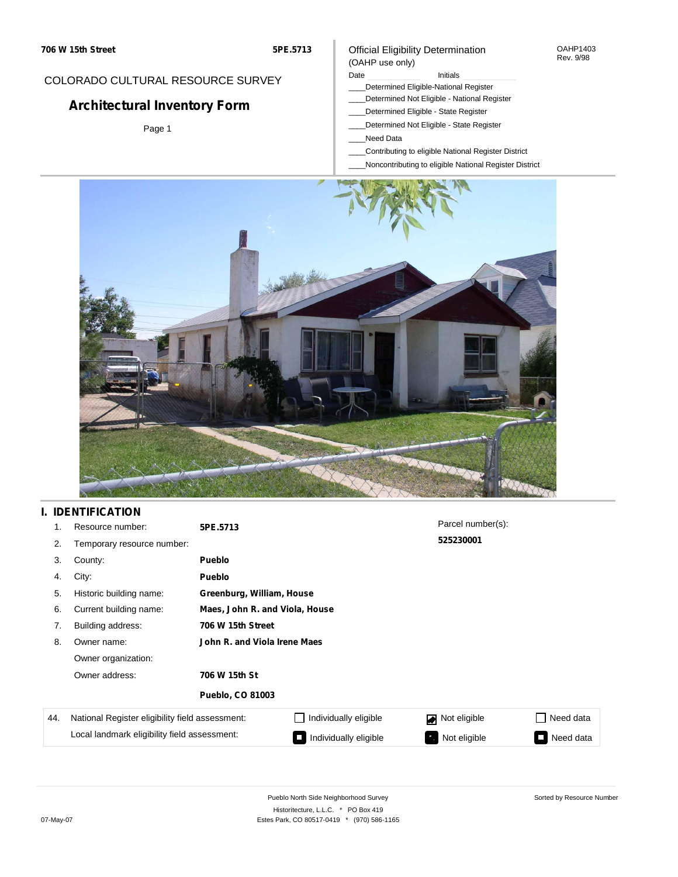706 W 15th Street | 5PE.5713

COLORADO CULTURAL RESOURCE SURVEY

# Architectural Inventory Form

Page 1

Official Eligibility Determination
(OAHP use only)

OAHP1403
Rev. 9/98

Date ____________ Initials ____________

____Determined Eligible-National Register
____Determined Not Eligible - National Register
____Determined Eligible - State Register
____Determined Not Eligible - State Register
____Need Data
____Contributing to eligible National Register District
____Noncontributing to eligible National Register District

## I. IDENTIFICATION

1. Resource number: **5PE.5713**
2. Temporary resource number:
3. County: **Pueblo**
4. City: **Pueblo**
5. Historic building name: **Greenburg, William, House**
6. Current building name: **Maes, John R. and Viola, House**
7. Building address: **706 W 15th Street**
8. Owner name: **John R. and Viola Irene Maes**

   Owner organization:

   Owner address: **706 W 15th St**

   **Pueblo, CO 81003**

Parcel number(s): **525230001**

| 44. | | | | |
|---|---|---|---|---|
| National Register eligibility field assessment: | ☐ Individually eligible | ☑ Not eligible | ☐ Need data |
| Local landmark eligibility field assessment: | ☐ Individually eligible | ☑ Not eligible | ☐ Need data |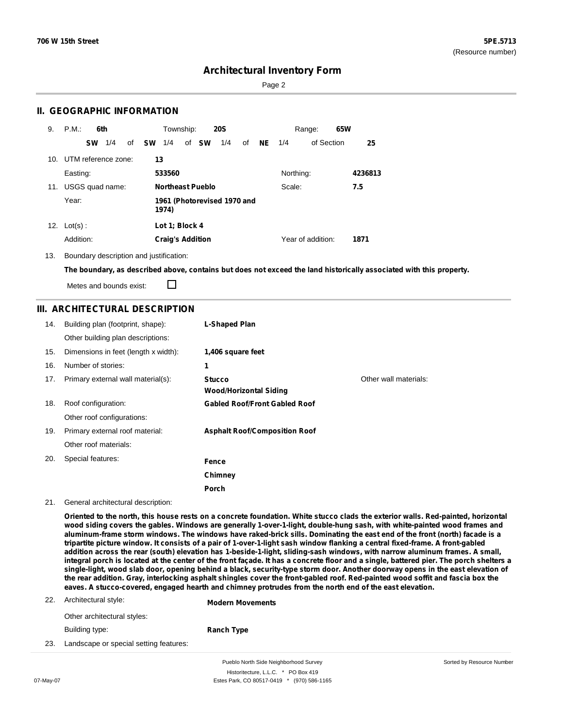## II. GEOGRAPHIC INFORMATION

9. P.M.: **6th** Township: **20S** Range: **65W**

**SW** 1/4 of **SW** 1/4 of **SW** 1/4 of **NE** 1/4 of Section **25**

10. UTM reference zone: **13**

Easting: **533560** Northing: **4236813**

11. USGS quad name: **Northeast Pueblo** Scale: **7.5**

Year: **1961 (Photorevised 1970 and 1974)**

12. Lot(s) : **Lot 1; Block 4**

Addition: **Craig's Addition** Year of addition: **1871**

13. Boundary description and justification:

**The boundary, as described above, contains but does not exceed the land historically associated with this property.**

Metes and bounds exist: ☐

## III. ARCHITECTURAL DESCRIPTION

14. Building plan (footprint, shape): **L-Shaped Plan**

Other building plan descriptions:

15. Dimensions in feet (length x width): **1,406 square feet**

16. Number of stories: **1**

17. Primary external wall material(s): **Stucco**, **Wood/Horizontal Siding**

Other wall materials:

18. Roof configuration: **Gabled Roof/Front Gabled Roof**

Other roof configurations:

19. Primary external roof material: **Asphalt Roof/Composition Roof**

Other roof materials:

20. Special features: **Fence**, **Chimney**, **Porch**

21. General architectural description:

**Oriented to the north, this house rests on a concrete foundation. White stucco clads the exterior walls. Red-painted, horizontal wood siding covers the gables. Windows are generally 1-over-1-light, double-hung sash, with white-painted wood frames and aluminum-frame storm windows. The windows have raked-brick sills. Dominating the east end of the front (north) facade is a tripartite picture window. It consists of a pair of 1-over-1-light sash window flanking a central fixed-frame. A front-gabled addition across the rear (south) elevation has 1-beside-1-light, sliding-sash windows, with narrow aluminum frames. A small, integral porch is located at the center of the front façade. It has a concrete floor and a single, battered pier. The porch shelters a single-light, wood slab door, opening behind a black, security-type storm door. Another doorway opens in the east elevation of the rear addition. Gray, interlocking asphalt shingles cover the front-gabled roof. Red-painted wood soffit and fascia box the eaves. A stucco-covered, engaged hearth and chimney protrudes from the north end of the east elevation.**

22. Architectural style: **Modern Movements**

Other architectural styles:

Building type: **Ranch Type**

23. Landscape or special setting features: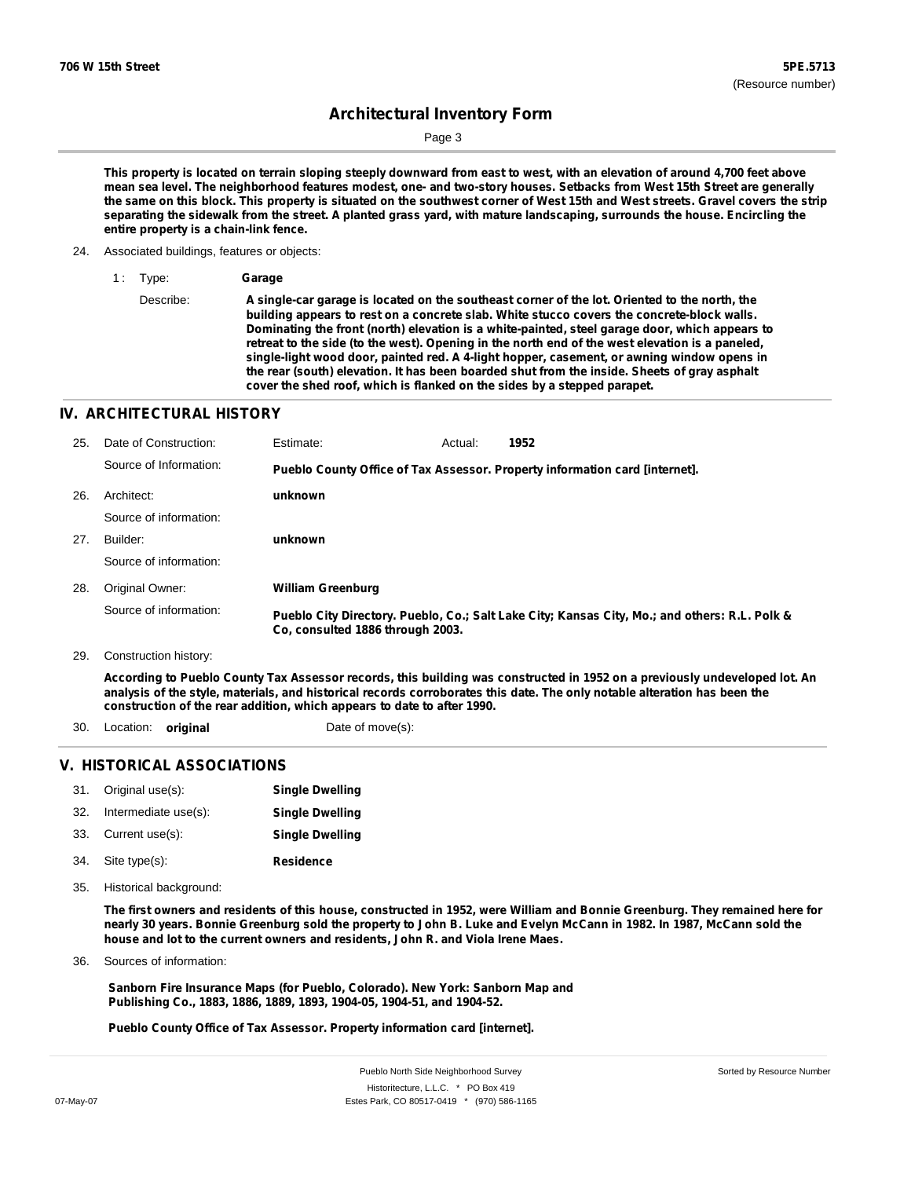This property is located on terrain sloping steeply downward from east to west, with an elevation of around 4,700 feet above mean sea level. The neighborhood features modest, one- and two-story houses. Setbacks from West 15th Street are generally the same on this block. This property is situated on the southwest corner of West 15th and West streets. Gravel covers the strip separating the sidewalk from the street. A planted grass yard, with mature landscaping, surrounds the house. Encircling the entire property is a chain-link fence.

24. Associated buildings, features or objects:

1 : Type: **Garage**

Describe: **A single-car garage is located on the southeast corner of the lot. Oriented to the north, the building appears to rest on a concrete slab. White stucco covers the concrete-block walls. Dominating the front (north) elevation is a white-painted, steel garage door, which appears to retreat to the side (to the west). Opening in the north end of the west elevation is a paneled, single-light wood door, painted red. A 4-light hopper, casement, or awning window opens in the rear (south) elevation. It has been boarded shut from the inside. Sheets of gray asphalt cover the shed roof, which is flanked on the sides by a stepped parapet.**

## IV. ARCHITECTURAL HISTORY

25. Date of Construction: Estimate: Actual: **1952**

Source of Information: **Pueblo County Office of Tax Assessor. Property information card [internet].**

26. Architect: **unknown**

Source of information:

27. Builder: **unknown**

Source of information:

28. Original Owner: **William Greenburg**

Source of information: **Pueblo City Directory. Pueblo, Co.; Salt Lake City; Kansas City, Mo.; and others: R.L. Polk & Co, consulted 1886 through 2003.**

29. Construction history:

**According to Pueblo County Tax Assessor records, this building was constructed in 1952 on a previously undeveloped lot. An analysis of the style, materials, and historical records corroborates this date. The only notable alteration has been the construction of the rear addition, which appears to date to after 1990.**

30. Location: **original** Date of move(s):

## V. HISTORICAL ASSOCIATIONS

31. Original use(s): **Single Dwelling**
32. Intermediate use(s): **Single Dwelling**
33. Current use(s): **Single Dwelling**
34. Site type(s): **Residence**

35. Historical background:

**The first owners and residents of this house, constructed in 1952, were William and Bonnie Greenburg. They remained here for nearly 30 years. Bonnie Greenburg sold the property to John B. Luke and Evelyn McCann in 1982. In 1987, McCann sold the house and lot to the current owners and residents, John R. and Viola Irene Maes.**

36. Sources of information:

**Sanborn Fire Insurance Maps (for Pueblo, Colorado). New York: Sanborn Map and Publishing Co., 1883, 1886, 1889, 1893, 1904-05, 1904-51, and 1904-52.**

**Pueblo County Office of Tax Assessor. Property information card [internet].**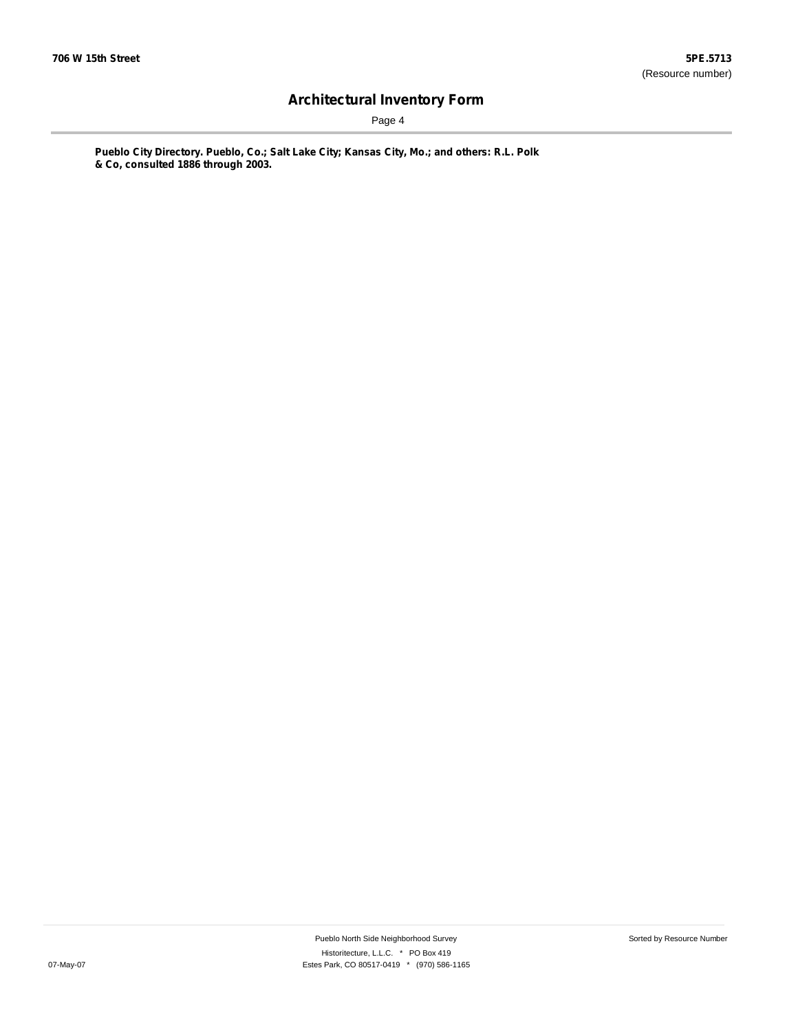**Pueblo City Directory. Pueblo, Co.; Salt Lake City; Kansas City, Mo.; and others: R.L. Polk & Co, consulted 1886 through 2003.**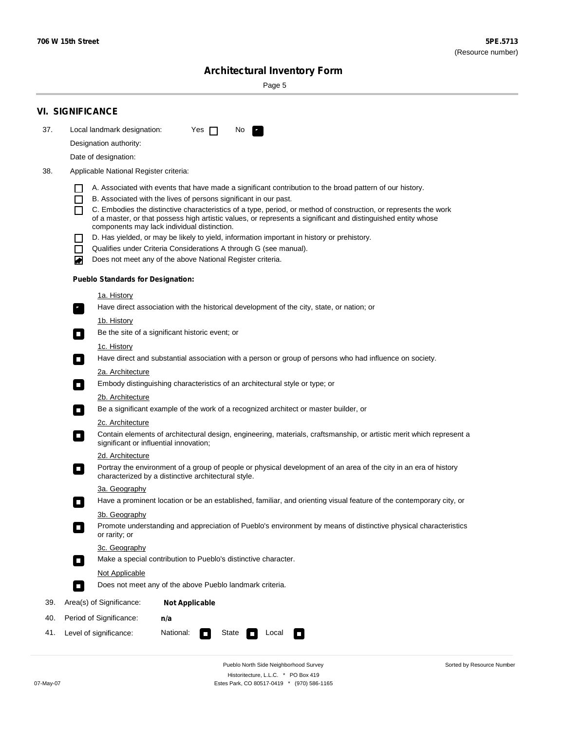## VI. SIGNIFICANCE

37. Local landmark designation: Yes ☐ No ☑

Designation authority:

Date of designation:

38. Applicable National Register criteria:

- ☐ A. Associated with events that have made a significant contribution to the broad pattern of our history.
- ☐ B. Associated with the lives of persons significant in our past.
- ☐ C. Embodies the distinctive characteristics of a type, period, or method of construction, or represents the work of a master, or that possess high artistic values, or represents a significant and distinguished entity whose components may lack individual distinction.
- ☐ D. Has yielded, or may be likely to yield, information important in history or prehistory.
- ☐ Qualifies under Criteria Considerations A through G (see manual).
- ☑ Does not meet any of the above National Register criteria.

**Pueblo Standards for Designation:**

1a. History
- ☑ Have direct association with the historical development of the city, state, or nation; or

1b. History
- ☐ Be the site of a significant historic event; or

1c. History
- ☐ Have direct and substantial association with a person or group of persons who had influence on society.

2a. Architecture
- ☐ Embody distinguishing characteristics of an architectural style or type; or

2b. Architecture
- ☐ Be a significant example of the work of a recognized architect or master builder, or

2c. Architecture
- ☐ Contain elements of architectural design, engineering, materials, craftsmanship, or artistic merit which represent a significant or influential innovation;

2d. Architecture
- ☐ Portray the environment of a group of people or physical development of an area of the city in an era of history characterized by a distinctive architectural style.

3a. Geography
- ☐ Have a prominent location or be an established, familiar, and orienting visual feature of the contemporary city, or

3b. Geography
- ☐ Promote understanding and appreciation of Pueblo's environment by means of distinctive physical characteristics or rarity; or

3c. Geography
- ☐ Make a special contribution to Pueblo's distinctive character.

Not Applicable
- ☐ Does not meet any of the above Pueblo landmark criteria.

39. Area(s) of Significance: **Not Applicable**

40. Period of Significance: **n/a**

41. Level of significance: National: ☐ State ☐ Local ☐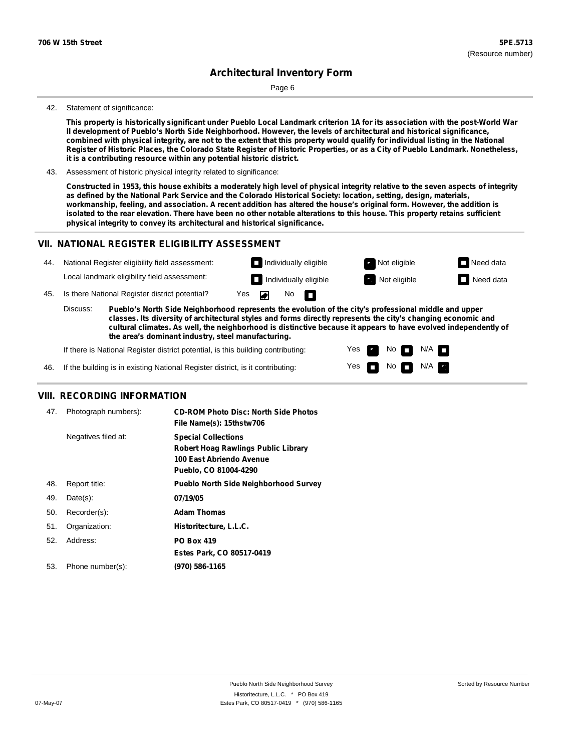42. Statement of significance:

**This property is historically significant under Pueblo Local Landmark criterion 1A for its association with the post-World War II development of Pueblo's North Side Neighborhood. However, the levels of architectural and historical significance, combined with physical integrity, are not to the extent that this property would qualify for individual listing in the National Register of Historic Places, the Colorado State Register of Historic Properties, or as a City of Pueblo Landmark. Nonetheless, it is a contributing resource within any potential historic district.**

43. Assessment of historic physical integrity related to significance:

**Constructed in 1953, this house exhibits a moderately high level of physical integrity relative to the seven aspects of integrity as defined by the National Park Service and the Colorado Historical Society: location, setting, design, materials, workmanship, feeling, and association. A recent addition has altered the house's original form. However, the addition is isolated to the rear elevation. There have been no other notable alterations to this house. This property retains sufficient physical integrity to convey its architectural and historical significance.**

## VII. NATIONAL REGISTER ELIGIBILITY ASSESSMENT

44. National Register eligibility field assessment: Individually eligible / **Not eligible** [X] / Need data

Local landmark eligibility field assessment: Individually eligible / **Not eligible** [X] / Need data

45. Is there National Register district potential? **Yes** [X] No

Discuss: **Pueblo's North Side Neighborhood represents the evolution of the city's professional middle and upper classes. Its diversity of architectural styles and forms directly represents the city's changing economic and cultural climates. As well, the neighborhood is distinctive because it appears to have evolved independently of the area's dominant industry, steel manufacturing.**

If there is National Register district potential, is this building contributing: **Yes** [X] No N/A

46. If the building is in existing National Register district, is it contributing: Yes No **N/A** [X]

## VIII. RECORDING INFORMATION

| | | |
|---|---|---|
| 47. | Photograph numbers): | **CD-ROM Photo Disc: North Side Photos**<br>**File Name(s): 15thstw706** |
| | Negatives filed at: | **Special Collections**<br>**Robert Hoag Rawlings Public Library**<br>**100 East Abriendo Avenue**<br>**Pueblo, CO 81004-4290** |
| 48. | Report title: | **Pueblo North Side Neighborhood Survey** |
| 49. | Date(s): | **07/19/05** |
| 50. | Recorder(s): | **Adam Thomas** |
| 51. | Organization: | **Historitecture, L.L.C.** |
| 52. | Address: | **PO Box 419**<br>**Estes Park, CO 80517-0419** |
| 53. | Phone number(s): | **(970) 586-1165** |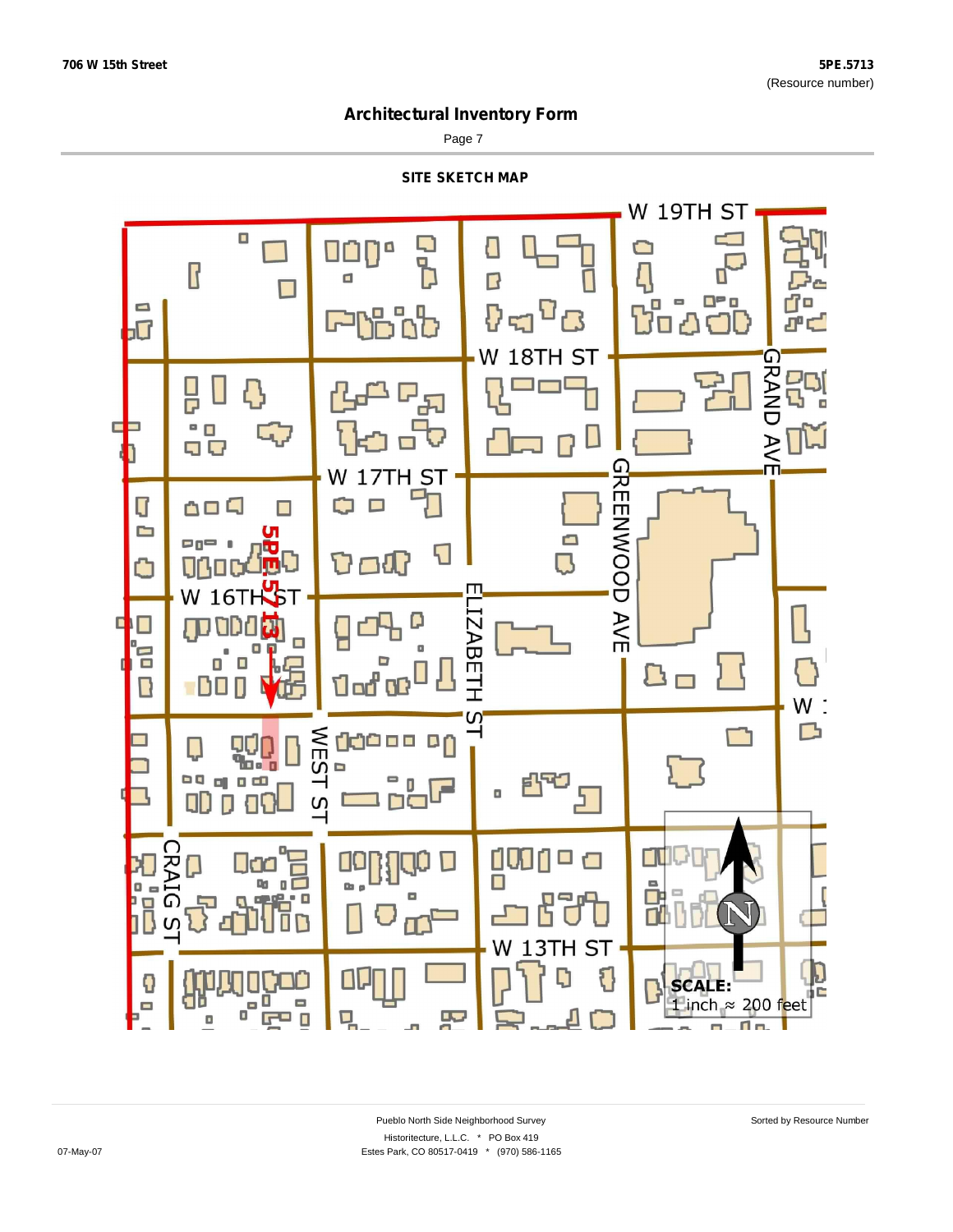# Architectural Inventory Form

## SITE SKETCH MAP

W 19TH ST

W 18TH ST

GRAND AVE

W 17TH ST

GREENWOOD AVE

5PE.5713

W 16TH ST

ELIZABETH ST

WEST ST

CRAIG ST

W 13TH ST

SCALE:
1 inch ≈ 200 feet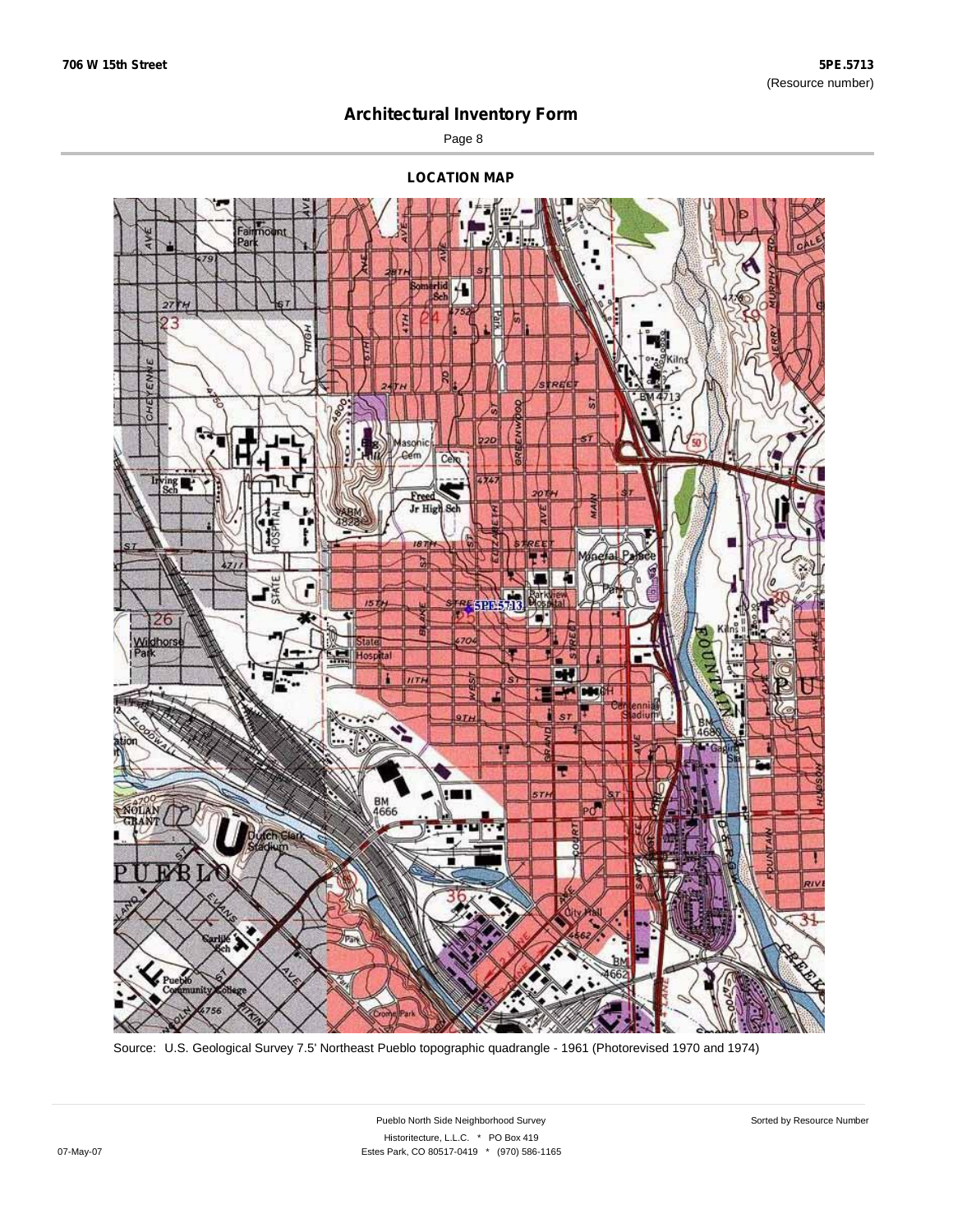706 W 15th Street

5PE.5713
(Resource number)

# Architectural Inventory Form

## LOCATION MAP

Source: U.S. Geological Survey 7.5' Northeast Pueblo topographic quadrangle - 1961 (Photorevised 1970 and 1974)

Pueblo North Side Neighborhood Survey
Historitecture, L.L.C. * PO Box 419
Estes Park, CO 80517-0419 * (970) 586-1165

07-May-07

Sorted by Resource Number